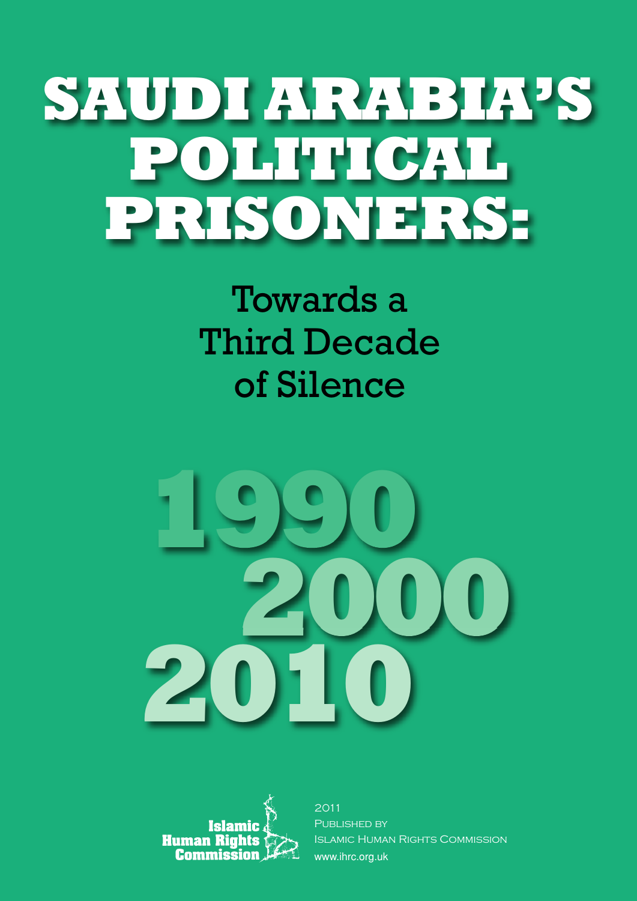# SAUDI ARABIA'S POLITICAL PRISONERS:

## Towards a Third Decade of Silence

1990

2000

2010

Islamic Human Rights Commission

2011

Published by

Islamic Human Rights Commission

www.ihrc.org.uk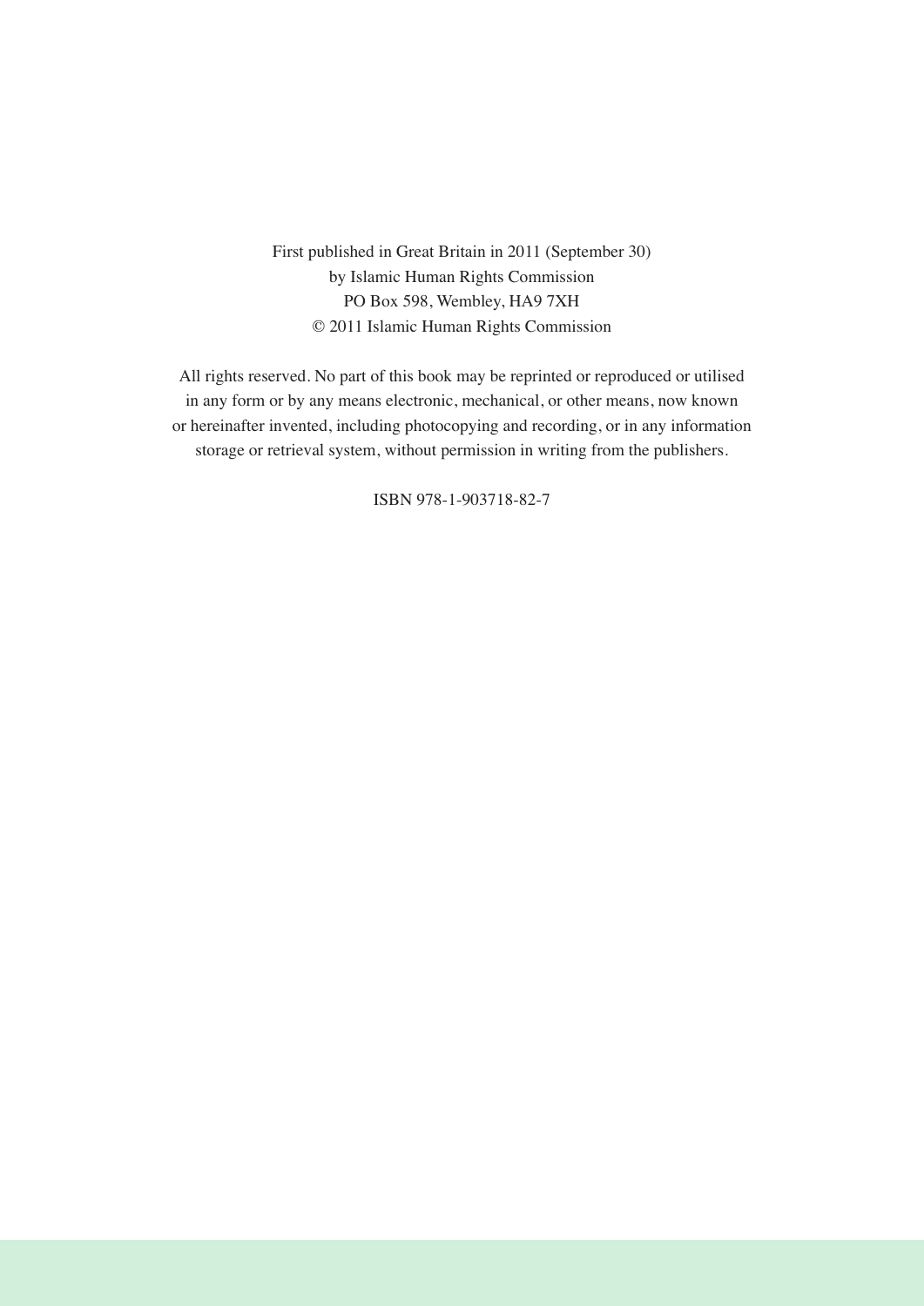First published in Great Britain in 2011 (September 30)
by Islamic Human Rights Commission
PO Box 598, Wembley, HA9 7XH
© 2011 Islamic Human Rights Commission

All rights reserved. No part of this book may be reprinted or reproduced or utilised in any form or by any means electronic, mechanical, or other means, now known or hereinafter invented, including photocopying and recording, or in any information storage or retrieval system, without permission in writing from the publishers.

ISBN 978-1-903718-82-7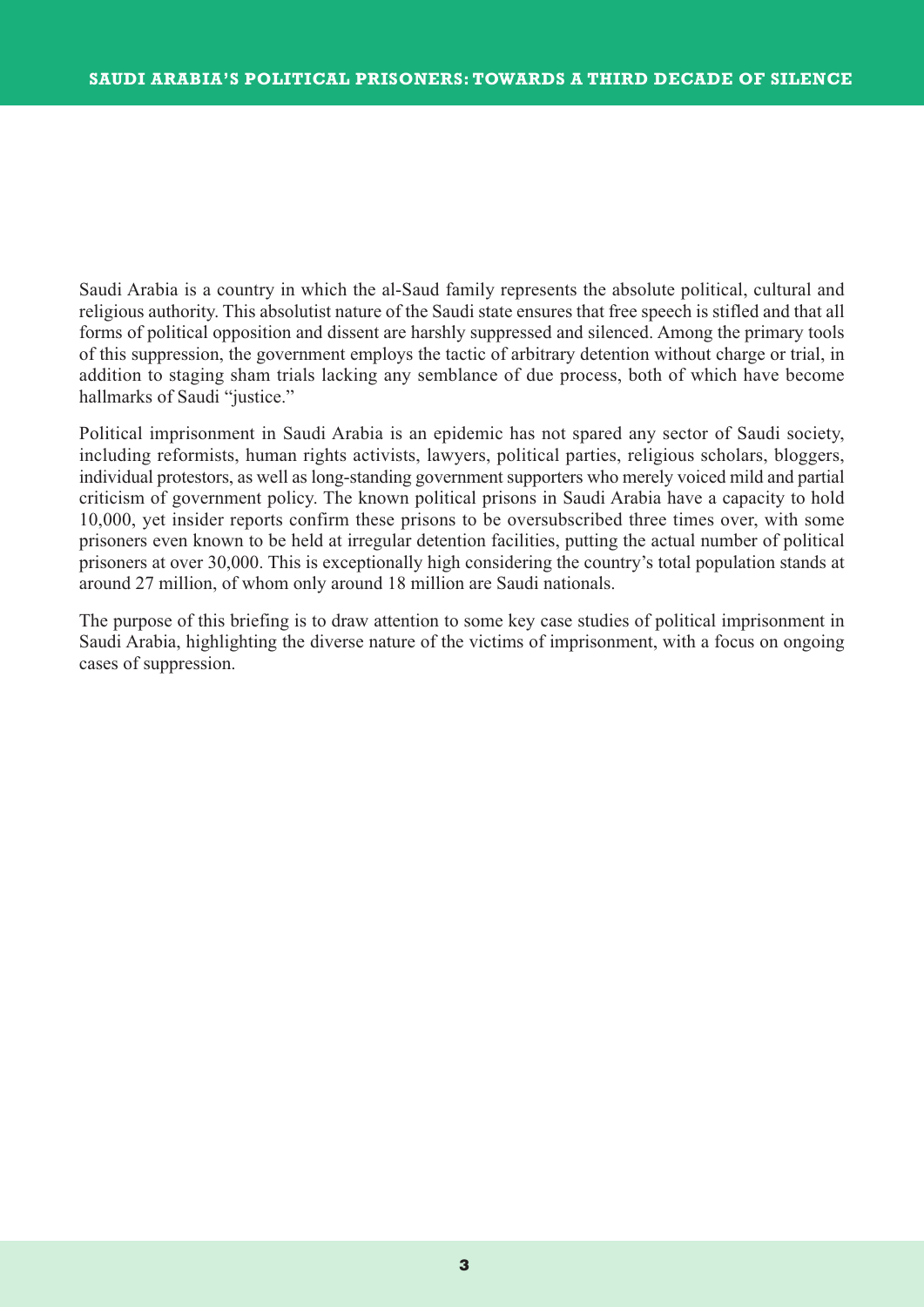Saudi Arabia is a country in which the al-Saud family represents the absolute political, cultural and religious authority. This absolutist nature of the Saudi state ensures that free speech is stifled and that all forms of political opposition and dissent are harshly suppressed and silenced. Among the primary tools of this suppression, the government employs the tactic of arbitrary detention without charge or trial, in addition to staging sham trials lacking any semblance of due process, both of which have become hallmarks of Saudi "justice."

Political imprisonment in Saudi Arabia is an epidemic has not spared any sector of Saudi society, including reformists, human rights activists, lawyers, political parties, religious scholars, bloggers, individual protestors, as well as long-standing government supporters who merely voiced mild and partial criticism of government policy. The known political prisons in Saudi Arabia have a capacity to hold 10,000, yet insider reports confirm these prisons to be oversubscribed three times over, with some prisoners even known to be held at irregular detention facilities, putting the actual number of political prisoners at over 30,000. This is exceptionally high considering the country's total population stands at around 27 million, of whom only around 18 million are Saudi nationals.

The purpose of this briefing is to draw attention to some key case studies of political imprisonment in Saudi Arabia, highlighting the diverse nature of the victims of imprisonment, with a focus on ongoing cases of suppression.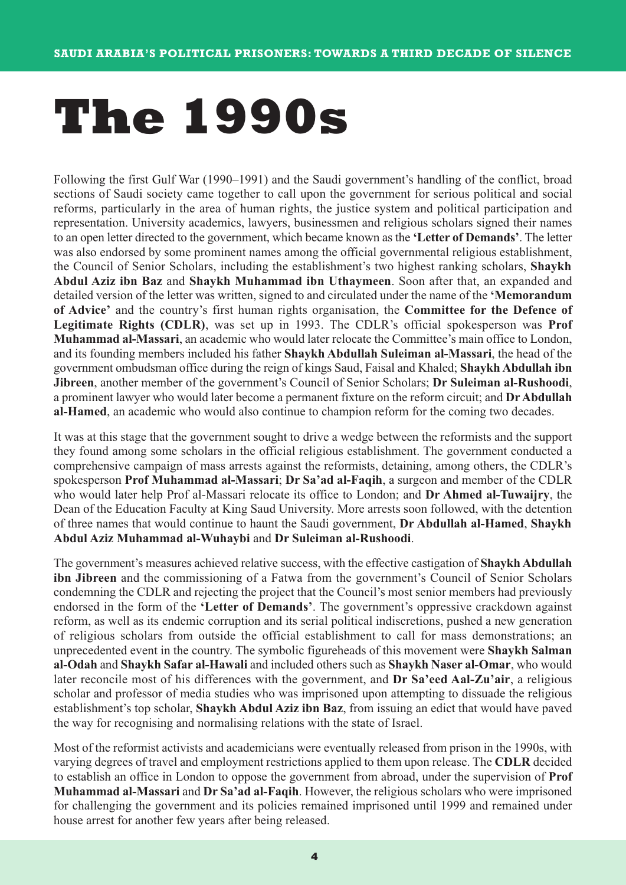# The 1990s

Following the first Gulf War (1990–1991) and the Saudi government's handling of the conflict, broad sections of Saudi society came together to call upon the government for serious political and social reforms, particularly in the area of human rights, the justice system and political participation and representation. University academics, lawyers, businessmen and religious scholars signed their names to an open letter directed to the government, which became known as the **'Letter of Demands'**. The letter was also endorsed by some prominent names among the official governmental religious establishment, the Council of Senior Scholars, including the establishment's two highest ranking scholars, **Shaykh Abdul Aziz ibn Baz** and **Shaykh Muhammad ibn Uthaymeen**. Soon after that, an expanded and detailed version of the letter was written, signed to and circulated under the name of the **'Memorandum of Advice'** and the country's first human rights organisation, the **Committee for the Defence of Legitimate Rights (CDLR)**, was set up in 1993. The CDLR's official spokesperson was **Prof Muhammad al-Massari**, an academic who would later relocate the Committee's main office to London, and its founding members included his father **Shaykh Abdullah Suleiman al-Massari**, the head of the government ombudsman office during the reign of kings Saud, Faisal and Khaled; **Shaykh Abdullah ibn Jibreen**, another member of the government's Council of Senior Scholars; **Dr Suleiman al-Rushoodi**, a prominent lawyer who would later become a permanent fixture on the reform circuit; and **Dr Abdullah al-Hamed**, an academic who would also continue to champion reform for the coming two decades.

It was at this stage that the government sought to drive a wedge between the reformists and the support they found among some scholars in the official religious establishment. The government conducted a comprehensive campaign of mass arrests against the reformists, detaining, among others, the CDLR's spokesperson **Prof Muhammad al-Massari**; **Dr Sa'ad al-Faqih**, a surgeon and member of the CDLR who would later help Prof al-Massari relocate its office to London; and **Dr Ahmed al-Tuwaijry**, the Dean of the Education Faculty at King Saud University. More arrests soon followed, with the detention of three names that would continue to haunt the Saudi government, **Dr Abdullah al-Hamed**, **Shaykh Abdul Aziz Muhammad al-Wuhaybi** and **Dr Suleiman al-Rushoodi**.

The government's measures achieved relative success, with the effective castigation of **Shaykh Abdullah ibn Jibreen** and the commissioning of a Fatwa from the government's Council of Senior Scholars condemning the CDLR and rejecting the project that the Council's most senior members had previously endorsed in the form of the **'Letter of Demands'**. The government's oppressive crackdown against reform, as well as its endemic corruption and its serial political indiscretions, pushed a new generation of religious scholars from outside the official establishment to call for mass demonstrations; an unprecedented event in the country. The symbolic figureheads of this movement were **Shaykh Salman al-Odah** and **Shaykh Safar al-Hawali** and included others such as **Shaykh Naser al-Omar**, who would later reconcile most of his differences with the government, and **Dr Sa'eed Aal-Zu'air**, a religious scholar and professor of media studies who was imprisoned upon attempting to dissuade the religious establishment's top scholar, **Shaykh Abdul Aziz ibn Baz**, from issuing an edict that would have paved the way for recognising and normalising relations with the state of Israel.

Most of the reformist activists and academicians were eventually released from prison in the 1990s, with varying degrees of travel and employment restrictions applied to them upon release. The **CDLR** decided to establish an office in London to oppose the government from abroad, under the supervision of **Prof Muhammad al-Massari** and **Dr Sa'ad al-Faqih**. However, the religious scholars who were imprisoned for challenging the government and its policies remained imprisoned until 1999 and remained under house arrest for another few years after being released.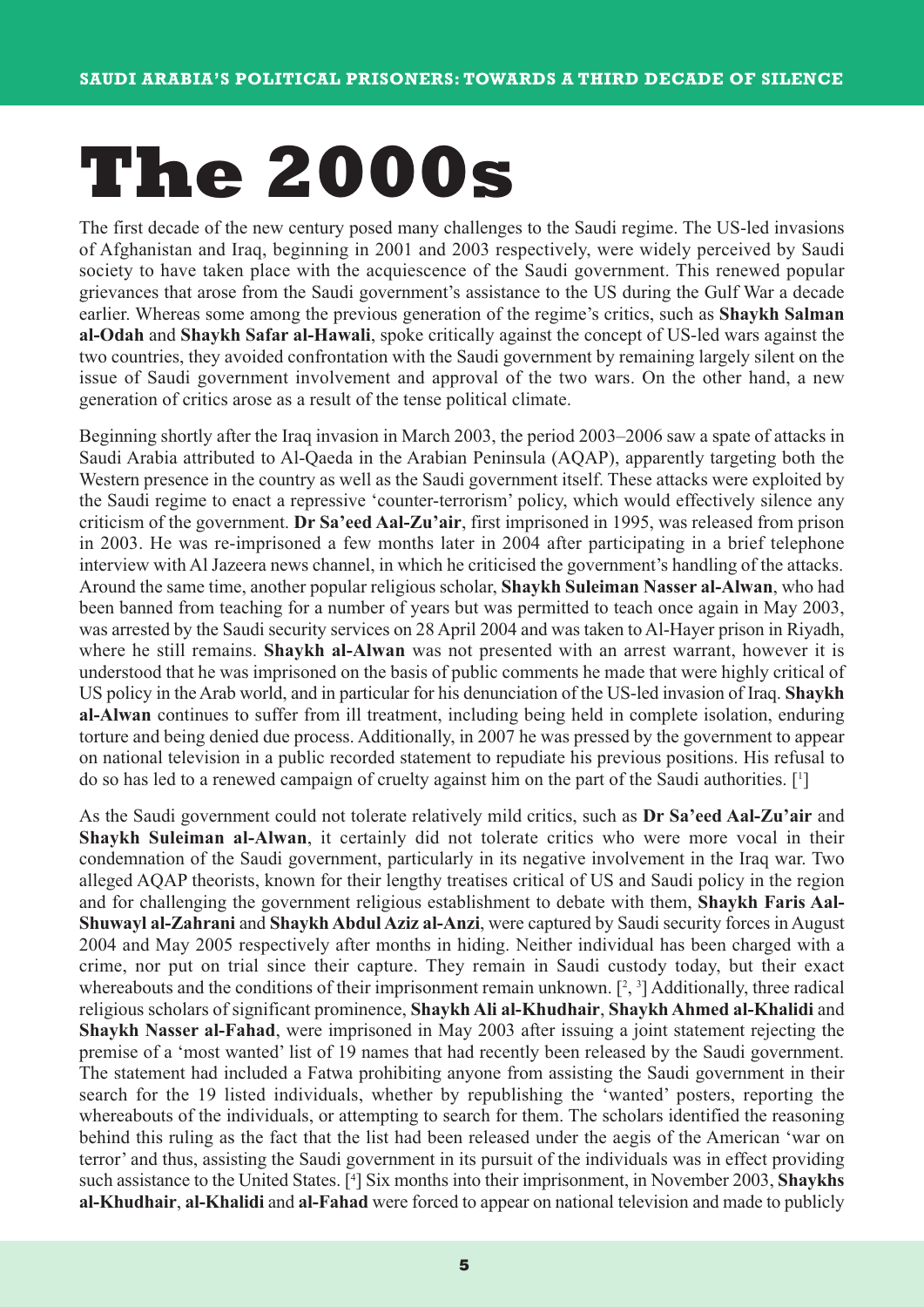# The 2000s

The first decade of the new century posed many challenges to the Saudi regime. The US-led invasions of Afghanistan and Iraq, beginning in 2001 and 2003 respectively, were widely perceived by Saudi society to have taken place with the acquiescence of the Saudi government. This renewed popular grievances that arose from the Saudi government's assistance to the US during the Gulf War a decade earlier. Whereas some among the previous generation of the regime's critics, such as **Shaykh Salman al-Odah** and **Shaykh Safar al-Hawali**, spoke critically against the concept of US-led wars against the two countries, they avoided confrontation with the Saudi government by remaining largely silent on the issue of Saudi government involvement and approval of the two wars. On the other hand, a new generation of critics arose as a result of the tense political climate.

Beginning shortly after the Iraq invasion in March 2003, the period 2003–2006 saw a spate of attacks in Saudi Arabia attributed to Al-Qaeda in the Arabian Peninsula (AQAP), apparently targeting both the Western presence in the country as well as the Saudi government itself. These attacks were exploited by the Saudi regime to enact a repressive 'counter-terrorism' policy, which would effectively silence any criticism of the government. **Dr Sa'eed Aal-Zu'air**, first imprisoned in 1995, was released from prison in 2003. He was re-imprisoned a few months later in 2004 after participating in a brief telephone interview with Al Jazeera news channel, in which he criticised the government's handling of the attacks. Around the same time, another popular religious scholar, **Shaykh Suleiman Nasser al-Alwan**, who had been banned from teaching for a number of years but was permitted to teach once again in May 2003, was arrested by the Saudi security services on 28 April 2004 and was taken to Al-Hayer prison in Riyadh, where he still remains. **Shaykh al-Alwan** was not presented with an arrest warrant, however it is understood that he was imprisoned on the basis of public comments he made that were highly critical of US policy in the Arab world, and in particular for his denunciation of the US-led invasion of Iraq. **Shaykh al-Alwan** continues to suffer from ill treatment, including being held in complete isolation, enduring torture and being denied due process. Additionally, in 2007 he was pressed by the government to appear on national television in a public recorded statement to repudiate his previous positions. His refusal to do so has led to a renewed campaign of cruelty against him on the part of the Saudi authorities. [1]

As the Saudi government could not tolerate relatively mild critics, such as **Dr Sa'eed Aal-Zu'air** and **Shaykh Suleiman al-Alwan**, it certainly did not tolerate critics who were more vocal in their condemnation of the Saudi government, particularly in its negative involvement in the Iraq war. Two alleged AQAP theorists, known for their lengthy treatises critical of US and Saudi policy in the region and for challenging the government religious establishment to debate with them, **Shaykh Faris Aal-Shuwayl al-Zahrani** and **Shaykh Abdul Aziz al-Anzi**, were captured by Saudi security forces in August 2004 and May 2005 respectively after months in hiding. Neither individual has been charged with a crime, nor put on trial since their capture. They remain in Saudi custody today, but their exact whereabouts and the conditions of their imprisonment remain unknown. [2, 3] Additionally, three radical religious scholars of significant prominence, **Shaykh Ali al-Khudhair**, **Shaykh Ahmed al-Khalidi** and **Shaykh Nasser al-Fahad**, were imprisoned in May 2003 after issuing a joint statement rejecting the premise of a 'most wanted' list of 19 names that had recently been released by the Saudi government. The statement had included a Fatwa prohibiting anyone from assisting the Saudi government in their search for the 19 listed individuals, whether by republishing the 'wanted' posters, reporting the whereabouts of the individuals, or attempting to search for them. The scholars identified the reasoning behind this ruling as the fact that the list had been released under the aegis of the American 'war on terror' and thus, assisting the Saudi government in its pursuit of the individuals was in effect providing such assistance to the United States. [4] Six months into their imprisonment, in November 2003, **Shaykhs al-Khudhair**, **al-Khalidi** and **al-Fahad** were forced to appear on national television and made to publicly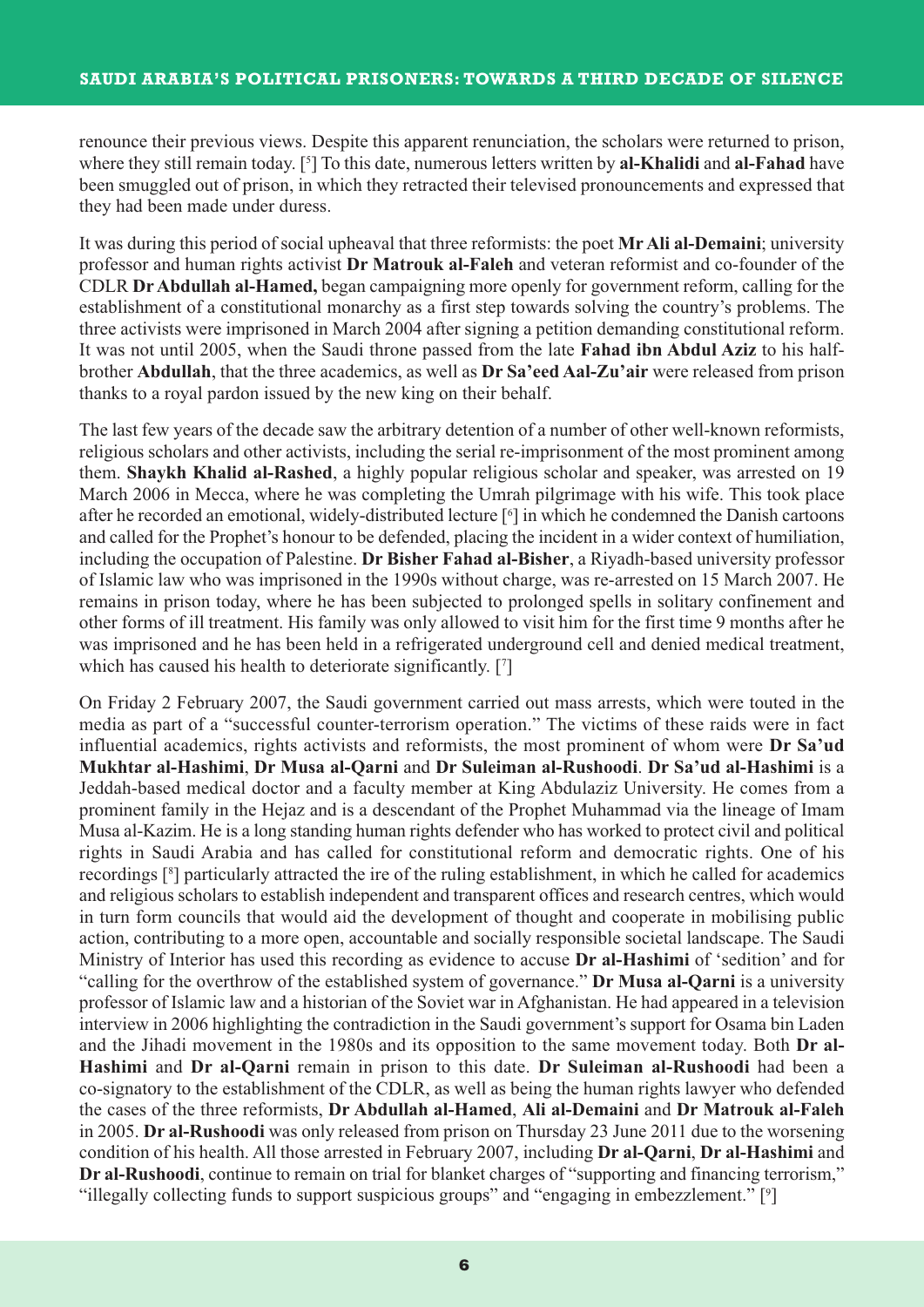renounce their previous views. Despite this apparent renunciation, the scholars were returned to prison, where they still remain today. [5] To this date, numerous letters written by **al-Khalidi** and **al-Fahad** have been smuggled out of prison, in which they retracted their televised pronouncements and expressed that they had been made under duress.

It was during this period of social upheaval that three reformists: the poet **Mr Ali al-Demaini**; university professor and human rights activist **Dr Matrouk al-Faleh** and veteran reformist and co-founder of the CDLR **Dr Abdullah al-Hamed,** began campaigning more openly for government reform, calling for the establishment of a constitutional monarchy as a first step towards solving the country's problems. The three activists were imprisoned in March 2004 after signing a petition demanding constitutional reform. It was not until 2005, when the Saudi throne passed from the late **Fahad ibn Abdul Aziz** to his half-brother **Abdullah**, that the three academics, as well as **Dr Sa'eed Aal-Zu'air** were released from prison thanks to a royal pardon issued by the new king on their behalf.

The last few years of the decade saw the arbitrary detention of a number of other well-known reformists, religious scholars and other activists, including the serial re-imprisonment of the most prominent among them. **Shaykh Khalid al-Rashed**, a highly popular religious scholar and speaker, was arrested on 19 March 2006 in Mecca, where he was completing the Umrah pilgrimage with his wife. This took place after he recorded an emotional, widely-distributed lecture [6] in which he condemned the Danish cartoons and called for the Prophet's honour to be defended, placing the incident in a wider context of humiliation, including the occupation of Palestine. **Dr Bisher Fahad al-Bisher**, a Riyadh-based university professor of Islamic law who was imprisoned in the 1990s without charge, was re-arrested on 15 March 2007. He remains in prison today, where he has been subjected to prolonged spells in solitary confinement and other forms of ill treatment. His family was only allowed to visit him for the first time 9 months after he was imprisoned and he has been held in a refrigerated underground cell and denied medical treatment, which has caused his health to deteriorate significantly. [7]

On Friday 2 February 2007, the Saudi government carried out mass arrests, which were touted in the media as part of a "successful counter-terrorism operation." The victims of these raids were in fact influential academics, rights activists and reformists, the most prominent of whom were **Dr Sa'ud Mukhtar al-Hashimi**, **Dr Musa al-Qarni** and **Dr Suleiman al-Rushoodi**. **Dr Sa'ud al-Hashimi** is a Jeddah-based medical doctor and a faculty member at King Abdulaziz University. He comes from a prominent family in the Hejaz and is a descendant of the Prophet Muhammad via the lineage of Imam Musa al-Kazim. He is a long standing human rights defender who has worked to protect civil and political rights in Saudi Arabia and has called for constitutional reform and democratic rights. One of his recordings [8] particularly attracted the ire of the ruling establishment, in which he called for academics and religious scholars to establish independent and transparent offices and research centres, which would in turn form councils that would aid the development of thought and cooperate in mobilising public action, contributing to a more open, accountable and socially responsible societal landscape. The Saudi Ministry of Interior has used this recording as evidence to accuse **Dr al-Hashimi** of 'sedition' and for "calling for the overthrow of the established system of governance." **Dr Musa al-Qarni** is a university professor of Islamic law and a historian of the Soviet war in Afghanistan. He had appeared in a television interview in 2006 highlighting the contradiction in the Saudi government's support for Osama bin Laden and the Jihadi movement in the 1980s and its opposition to the same movement today. Both **Dr al-Hashimi** and **Dr al-Qarni** remain in prison to this date. **Dr Suleiman al-Rushoodi** had been a co-signatory to the establishment of the CDLR, as well as being the human rights lawyer who defended the cases of the three reformists, **Dr Abdullah al-Hamed**, **Ali al-Demaini** and **Dr Matrouk al-Faleh** in 2005. **Dr al-Rushoodi** was only released from prison on Thursday 23 June 2011 due to the worsening condition of his health. All those arrested in February 2007, including **Dr al-Qarni**, **Dr al-Hashimi** and **Dr al-Rushoodi**, continue to remain on trial for blanket charges of "supporting and financing terrorism," "illegally collecting funds to support suspicious groups" and "engaging in embezzlement." [9]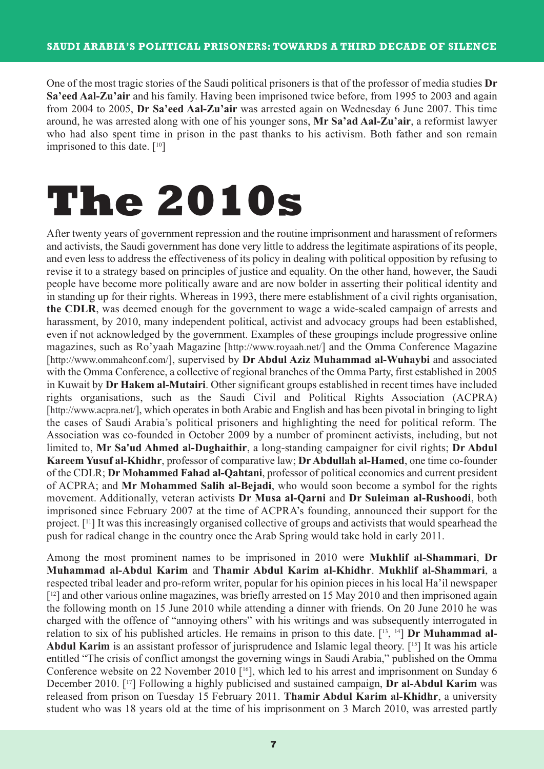One of the most tragic stories of the Saudi political prisoners is that of the professor of media studies **Dr Sa'eed Aal-Zu'air** and his family. Having been imprisoned twice before, from 1995 to 2003 and again from 2004 to 2005, **Dr Sa'eed Aal-Zu'air** was arrested again on Wednesday 6 June 2007. This time around, he was arrested along with one of his younger sons, **Mr Sa'ad Aal-Zu'air**, a reformist lawyer who had also spent time in prison in the past thanks to his activism. Both father and son remain imprisoned to this date. [10]

# The 2010s

After twenty years of government repression and the routine imprisonment and harassment of reformers and activists, the Saudi government has done very little to address the legitimate aspirations of its people, and even less to address the effectiveness of its policy in dealing with political opposition by refusing to revise it to a strategy based on principles of justice and equality. On the other hand, however, the Saudi people have become more politically aware and are now bolder in asserting their political identity and in standing up for their rights. Whereas in 1993, there mere establishment of a civil rights organisation, **the CDLR**, was deemed enough for the government to wage a wide-scaled campaign of arrests and harassment, by 2010, many independent political, activist and advocacy groups had been established, even if not acknowledged by the government. Examples of these groupings include progressive online magazines, such as Ro'yaah Magazine [http://www.royaah.net/] and the Omma Conference Magazine [http://www.ommahconf.com/], supervised by **Dr Abdul Aziz Muhammad al-Wuhaybi** and associated with the Omma Conference, a collective of regional branches of the Omma Party, first established in 2005 in Kuwait by **Dr Hakem al-Mutairi**. Other significant groups established in recent times have included rights organisations, such as the Saudi Civil and Political Rights Association (ACPRA) [http://www.acpra.net/], which operates in both Arabic and English and has been pivotal in bringing to light the cases of Saudi Arabia's political prisoners and highlighting the need for political reform. The Association was co-founded in October 2009 by a number of prominent activists, including, but not limited to, **Mr Sa'ud Ahmed al-Dughaithir**, a long-standing campaigner for civil rights; **Dr Abdul Kareem Yusuf al-Khidhr**, professor of comparative law; **Dr Abdullah al-Hamed**, one time co-founder of the CDLR; **Dr Mohammed Fahad al-Qahtani**, professor of political economics and current president of ACPRA; and **Mr Mohammed Salih al-Bejadi**, who would soon become a symbol for the rights movement. Additionally, veteran activists **Dr Musa al-Qarni** and **Dr Suleiman al-Rushoodi**, both imprisoned since February 2007 at the time of ACPRA's founding, announced their support for the project. [11] It was this increasingly organised collective of groups and activists that would spearhead the push for radical change in the country once the Arab Spring would take hold in early 2011.

Among the most prominent names to be imprisoned in 2010 were **Mukhlif al-Shammari**, **Dr Muhammad al-Abdul Karim** and **Thamir Abdul Karim al-Khidhr**. **Mukhlif al-Shammari**, a respected tribal leader and pro-reform writer, popular for his opinion pieces in his local Ha'il newspaper [12] and other various online magazines, was briefly arrested on 15 May 2010 and then imprisoned again the following month on 15 June 2010 while attending a dinner with friends. On 20 June 2010 he was charged with the offence of "annoying others" with his writings and was subsequently interrogated in relation to six of his published articles. He remains in prison to this date. [13, 14] **Dr Muhammad al-Abdul Karim** is an assistant professor of jurisprudence and Islamic legal theory. [15] It was his article entitled "The crisis of conflict amongst the governing wings in Saudi Arabia," published on the Omma Conference website on 22 November 2010 [16], which led to his arrest and imprisonment on Sunday 6 December 2010. [17] Following a highly publicised and sustained campaign, **Dr al-Abdul Karim** was released from prison on Tuesday 15 February 2011. **Thamir Abdul Karim al-Khidhr**, a university student who was 18 years old at the time of his imprisonment on 3 March 2010, was arrested partly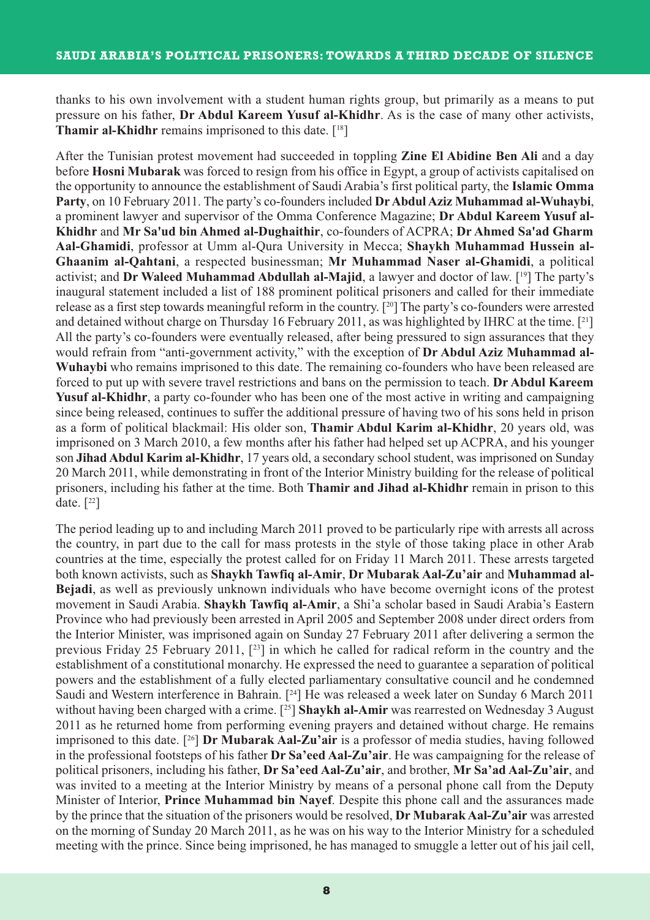thanks to his own involvement with a student human rights group, but primarily as a means to put pressure on his father, **Dr Abdul Kareem Yusuf al-Khidhr**. As is the case of many other activists, **Thamir al-Khidhr** remains imprisoned to this date. [18]

After the Tunisian protest movement had succeeded in toppling **Zine El Abidine Ben Ali** and a day before **Hosni Mubarak** was forced to resign from his office in Egypt, a group of activists capitalised on the opportunity to announce the establishment of Saudi Arabia's first political party, the **Islamic Omma Party**, on 10 February 2011. The party's co-founders included **Dr Abdul Aziz Muhammad al-Wuhaybi**, a prominent lawyer and supervisor of the Omma Conference Magazine; **Dr Abdul Kareem Yusuf al-Khidhr** and **Mr Sa'ud bin Ahmed al-Dughaithir**, co-founders of ACPRA; **Dr Ahmed Sa'ad Gharm Aal-Ghamidi**, professor at Umm al-Qura University in Mecca; **Shaykh Muhammad Hussein al-Ghaanim al-Qahtani**, a respected businessman; **Mr Muhammad Naser al-Ghamidi**, a political activist; and **Dr Waleed Muhammad Abdullah al-Majid**, a lawyer and doctor of law. [19] The party's inaugural statement included a list of 188 prominent political prisoners and called for their immediate release as a first step towards meaningful reform in the country. [20] The party's co-founders were arrested and detained without charge on Thursday 16 February 2011, as was highlighted by IHRC at the time. [21] All the party's co-founders were eventually released, after being pressured to sign assurances that they would refrain from "anti-government activity," with the exception of **Dr Abdul Aziz Muhammad al-Wuhaybi** who remains imprisoned to this date. The remaining co-founders who have been released are forced to put up with severe travel restrictions and bans on the permission to teach. **Dr Abdul Kareem Yusuf al-Khidhr**, a party co-founder who has been one of the most active in writing and campaigning since being released, continues to suffer the additional pressure of having two of his sons held in prison as a form of political blackmail: His older son, **Thamir Abdul Karim al-Khidhr**, 20 years old, was imprisoned on 3 March 2010, a few months after his father had helped set up ACPRA, and his younger son **Jihad Abdul Karim al-Khidhr**, 17 years old, a secondary school student, was imprisoned on Sunday 20 March 2011, while demonstrating in front of the Interior Ministry building for the release of political prisoners, including his father at the time. Both **Thamir and Jihad al-Khidhr** remain in prison to this date. [22]

The period leading up to and including March 2011 proved to be particularly ripe with arrests all across the country, in part due to the call for mass protests in the style of those taking place in other Arab countries at the time, especially the protest called for on Friday 11 March 2011. These arrests targeted both known activists, such as **Shaykh Tawfiq al-Amir**, **Dr Mubarak Aal-Zu'air** and **Muhammad al-Bejadi**, as well as previously unknown individuals who have become overnight icons of the protest movement in Saudi Arabia. **Shaykh Tawfiq al-Amir**, a Shi'a scholar based in Saudi Arabia's Eastern Province who had previously been arrested in April 2005 and September 2008 under direct orders from the Interior Minister, was imprisoned again on Sunday 27 February 2011 after delivering a sermon the previous Friday 25 February 2011, [23] in which he called for radical reform in the country and the establishment of a constitutional monarchy. He expressed the need to guarantee a separation of political powers and the establishment of a fully elected parliamentary consultative council and he condemned Saudi and Western interference in Bahrain. [24] He was released a week later on Sunday 6 March 2011 without having been charged with a crime. [25] **Shaykh al-Amir** was rearrested on Wednesday 3 August 2011 as he returned home from performing evening prayers and detained without charge. He remains imprisoned to this date. [26] **Dr Mubarak Aal-Zu'air** is a professor of media studies, having followed in the professional footsteps of his father **Dr Sa'eed Aal-Zu'air**. He was campaigning for the release of political prisoners, including his father, **Dr Sa'eed Aal-Zu'air**, and brother, **Mr Sa'ad Aal-Zu'air**, and was invited to a meeting at the Interior Ministry by means of a personal phone call from the Deputy Minister of Interior, **Prince Muhammad bin Nayef**. Despite this phone call and the assurances made by the prince that the situation of the prisoners would be resolved, **Dr Mubarak Aal-Zu'air** was arrested on the morning of Sunday 20 March 2011, as he was on his way to the Interior Ministry for a scheduled meeting with the prince. Since being imprisoned, he has managed to smuggle a letter out of his jail cell,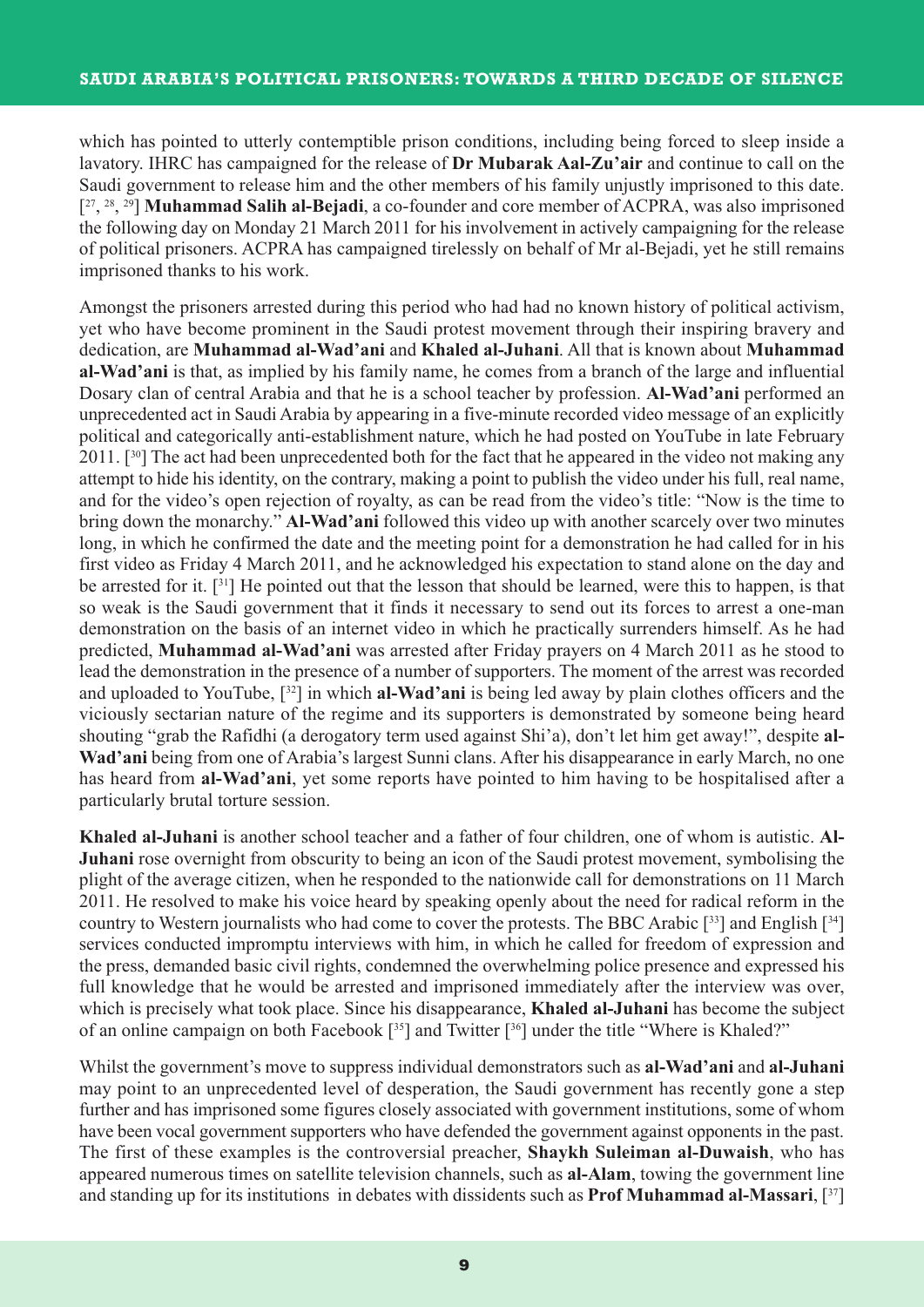which has pointed to utterly contemptible prison conditions, including being forced to sleep inside a lavatory. IHRC has campaigned for the release of **Dr Mubarak Aal-Zu'air** and continue to call on the Saudi government to release him and the other members of his family unjustly imprisoned to this date. [27, 28, 29] **Muhammad Salih al-Bejadi**, a co-founder and core member of ACPRA, was also imprisoned the following day on Monday 21 March 2011 for his involvement in actively campaigning for the release of political prisoners. ACPRA has campaigned tirelessly on behalf of Mr al-Bejadi, yet he still remains imprisoned thanks to his work.

Amongst the prisoners arrested during this period who had had no known history of political activism, yet who have become prominent in the Saudi protest movement through their inspiring bravery and dedication, are **Muhammad al-Wad'ani** and **Khaled al-Juhani**. All that is known about **Muhammad al-Wad'ani** is that, as implied by his family name, he comes from a branch of the large and influential Dosary clan of central Arabia and that he is a school teacher by profession. **Al-Wad'ani** performed an unprecedented act in Saudi Arabia by appearing in a five-minute recorded video message of an explicitly political and categorically anti-establishment nature, which he had posted on YouTube in late February 2011. [30] The act had been unprecedented both for the fact that he appeared in the video not making any attempt to hide his identity, on the contrary, making a point to publish the video under his full, real name, and for the video's open rejection of royalty, as can be read from the video's title: "Now is the time to bring down the monarchy." **Al-Wad'ani** followed this video up with another scarcely over two minutes long, in which he confirmed the date and the meeting point for a demonstration he had called for in his first video as Friday 4 March 2011, and he acknowledged his expectation to stand alone on the day and be arrested for it. [31] He pointed out that the lesson that should be learned, were this to happen, is that so weak is the Saudi government that it finds it necessary to send out its forces to arrest a one-man demonstration on the basis of an internet video in which he practically surrenders himself. As he had predicted, **Muhammad al-Wad'ani** was arrested after Friday prayers on 4 March 2011 as he stood to lead the demonstration in the presence of a number of supporters. The moment of the arrest was recorded and uploaded to YouTube, [32] in which **al-Wad'ani** is being led away by plain clothes officers and the viciously sectarian nature of the regime and its supporters is demonstrated by someone being heard shouting "grab the Rafidhi (a derogatory term used against Shi'a), don't let him get away!", despite **al-Wad'ani** being from one of Arabia's largest Sunni clans. After his disappearance in early March, no one has heard from **al-Wad'ani**, yet some reports have pointed to him having to be hospitalised after a particularly brutal torture session.

**Khaled al-Juhani** is another school teacher and a father of four children, one of whom is autistic. **Al-Juhani** rose overnight from obscurity to being an icon of the Saudi protest movement, symbolising the plight of the average citizen, when he responded to the nationwide call for demonstrations on 11 March 2011. He resolved to make his voice heard by speaking openly about the need for radical reform in the country to Western journalists who had come to cover the protests. The BBC Arabic [33] and English [34] services conducted impromptu interviews with him, in which he called for freedom of expression and the press, demanded basic civil rights, condemned the overwhelming police presence and expressed his full knowledge that he would be arrested and imprisoned immediately after the interview was over, which is precisely what took place. Since his disappearance, **Khaled al-Juhani** has become the subject of an online campaign on both Facebook [35] and Twitter [36] under the title "Where is Khaled?"

Whilst the government's move to suppress individual demonstrators such as **al-Wad'ani** and **al-Juhani** may point to an unprecedented level of desperation, the Saudi government has recently gone a step further and has imprisoned some figures closely associated with government institutions, some of whom have been vocal government supporters who have defended the government against opponents in the past. The first of these examples is the controversial preacher, **Shaykh Suleiman al-Duwaish**, who has appeared numerous times on satellite television channels, such as **al-Alam**, towing the government line and standing up for its institutions in debates with dissidents such as **Prof Muhammad al-Massari**, [37]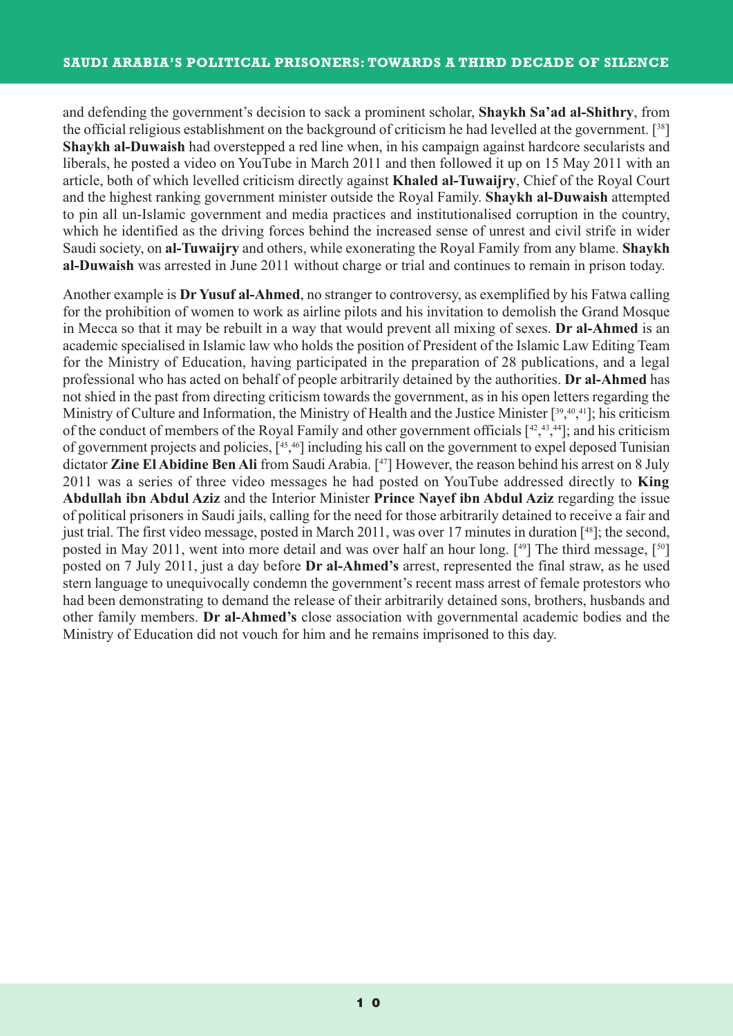and defending the government's decision to sack a prominent scholar, **Shaykh Sa'ad al-Shithry**, from the official religious establishment on the background of criticism he had levelled at the government. [[38]] **Shaykh al-Duwaish** had overstepped a red line when, in his campaign against hardcore secularists and liberals, he posted a video on YouTube in March 2011 and then followed it up on 15 May 2011 with an article, both of which levelled criticism directly against **Khaled al-Tuwaijry**, Chief of the Royal Court and the highest ranking government minister outside the Royal Family. **Shaykh al-Duwaish** attempted to pin all un-Islamic government and media practices and institutionalised corruption in the country, which he identified as the driving forces behind the increased sense of unrest and civil strife in wider Saudi society, on **al-Tuwaijry** and others, while exonerating the Royal Family from any blame. **Shaykh al-Duwaish** was arrested in June 2011 without charge or trial and continues to remain in prison today.

Another example is **Dr Yusuf al-Ahmed**, no stranger to controversy, as exemplified by his Fatwa calling for the prohibition of women to work as airline pilots and his invitation to demolish the Grand Mosque in Mecca so that it may be rebuilt in a way that would prevent all mixing of sexes. **Dr al-Ahmed** is an academic specialised in Islamic law who holds the position of President of the Islamic Law Editing Team for the Ministry of Education, having participated in the preparation of 28 publications, and a legal professional who has acted on behalf of people arbitrarily detained by the authorities. **Dr al-Ahmed** has not shied in the past from directing criticism towards the government, as in his open letters regarding the Ministry of Culture and Information, the Ministry of Health and the Justice Minister [[39,40,41]]; his criticism of the conduct of members of the Royal Family and other government officials [[42,43,44]]; and his criticism of government projects and policies, [[45,46]] including his call on the government to expel deposed Tunisian dictator **Zine El Abidine Ben Ali** from Saudi Arabia. [[47]] However, the reason behind his arrest on 8 July 2011 was a series of three video messages he had posted on YouTube addressed directly to **King Abdullah ibn Abdul Aziz** and the Interior Minister **Prince Nayef ibn Abdul Aziz** regarding the issue of political prisoners in Saudi jails, calling for the need for those arbitrarily detained to receive a fair and just trial. The first video message, posted in March 2011, was over 17 minutes in duration [[48]]; the second, posted in May 2011, went into more detail and was over half an hour long. [[49]] The third message, [[50]] posted on 7 July 2011, just a day before **Dr al-Ahmed's** arrest, represented the final straw, as he used stern language to unequivocally condemn the government's recent mass arrest of female protestors who had been demonstrating to demand the release of their arbitrarily detained sons, brothers, husbands and other family members. **Dr al-Ahmed's** close association with governmental academic bodies and the Ministry of Education did not vouch for him and he remains imprisoned to this day.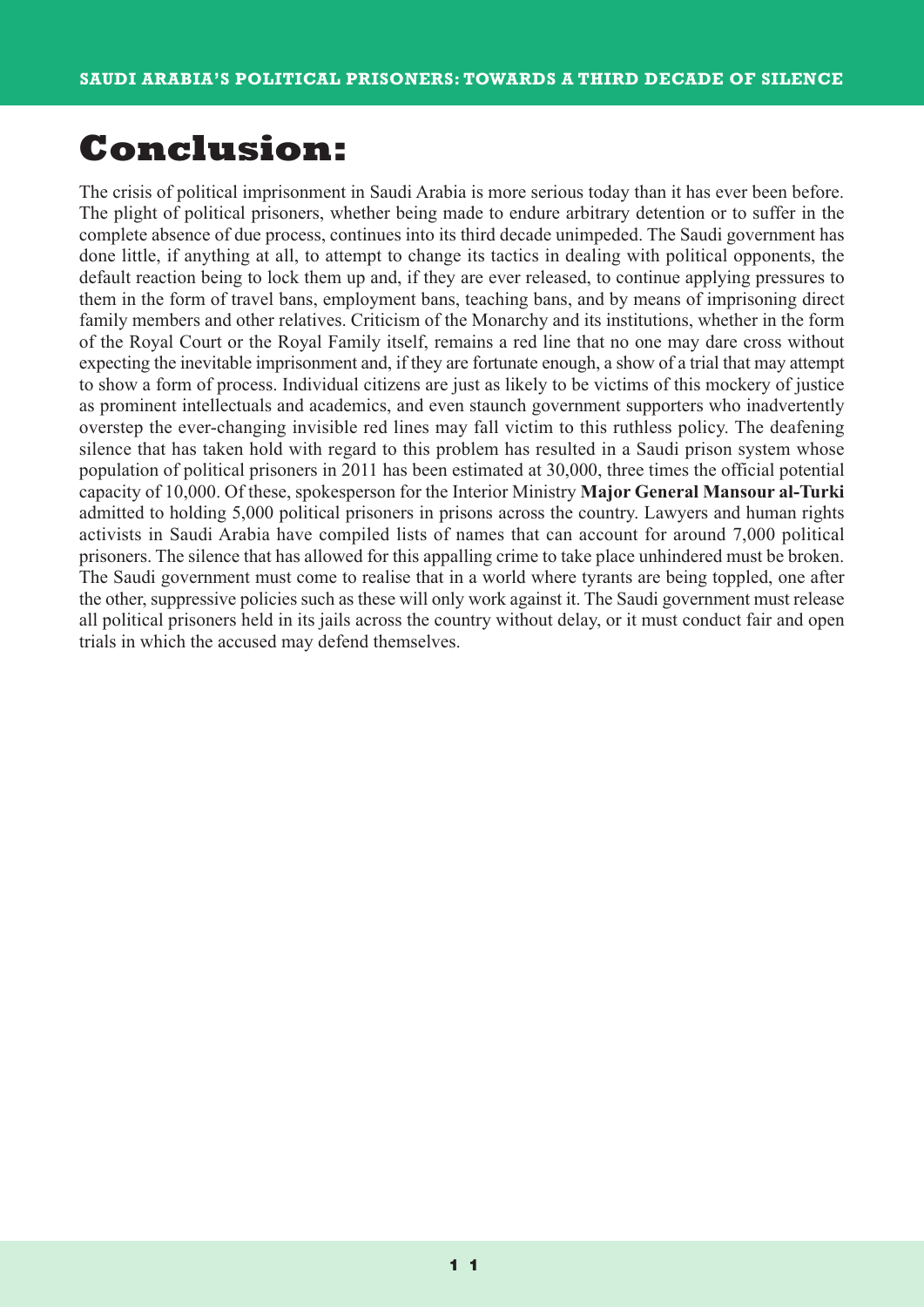# Conclusion:

The crisis of political imprisonment in Saudi Arabia is more serious today than it has ever been before. The plight of political prisoners, whether being made to endure arbitrary detention or to suffer in the complete absence of due process, continues into its third decade unimpeded. The Saudi government has done little, if anything at all, to attempt to change its tactics in dealing with political opponents, the default reaction being to lock them up and, if they are ever released, to continue applying pressures to them in the form of travel bans, employment bans, teaching bans, and by means of imprisoning direct family members and other relatives. Criticism of the Monarchy and its institutions, whether in the form of the Royal Court or the Royal Family itself, remains a red line that no one may dare cross without expecting the inevitable imprisonment and, if they are fortunate enough, a show of a trial that may attempt to show a form of process. Individual citizens are just as likely to be victims of this mockery of justice as prominent intellectuals and academics, and even staunch government supporters who inadvertently overstep the ever-changing invisible red lines may fall victim to this ruthless policy. The deafening silence that has taken hold with regard to this problem has resulted in a Saudi prison system whose population of political prisoners in 2011 has been estimated at 30,000, three times the official potential capacity of 10,000. Of these, spokesperson for the Interior Ministry **Major General Mansour al-Turki** admitted to holding 5,000 political prisoners in prisons across the country. Lawyers and human rights activists in Saudi Arabia have compiled lists of names that can account for around 7,000 political prisoners. The silence that has allowed for this appalling crime to take place unhindered must be broken. The Saudi government must come to realise that in a world where tyrants are being toppled, one after the other, suppressive policies such as these will only work against it. The Saudi government must release all political prisoners held in its jails across the country without delay, or it must conduct fair and open trials in which the accused may defend themselves.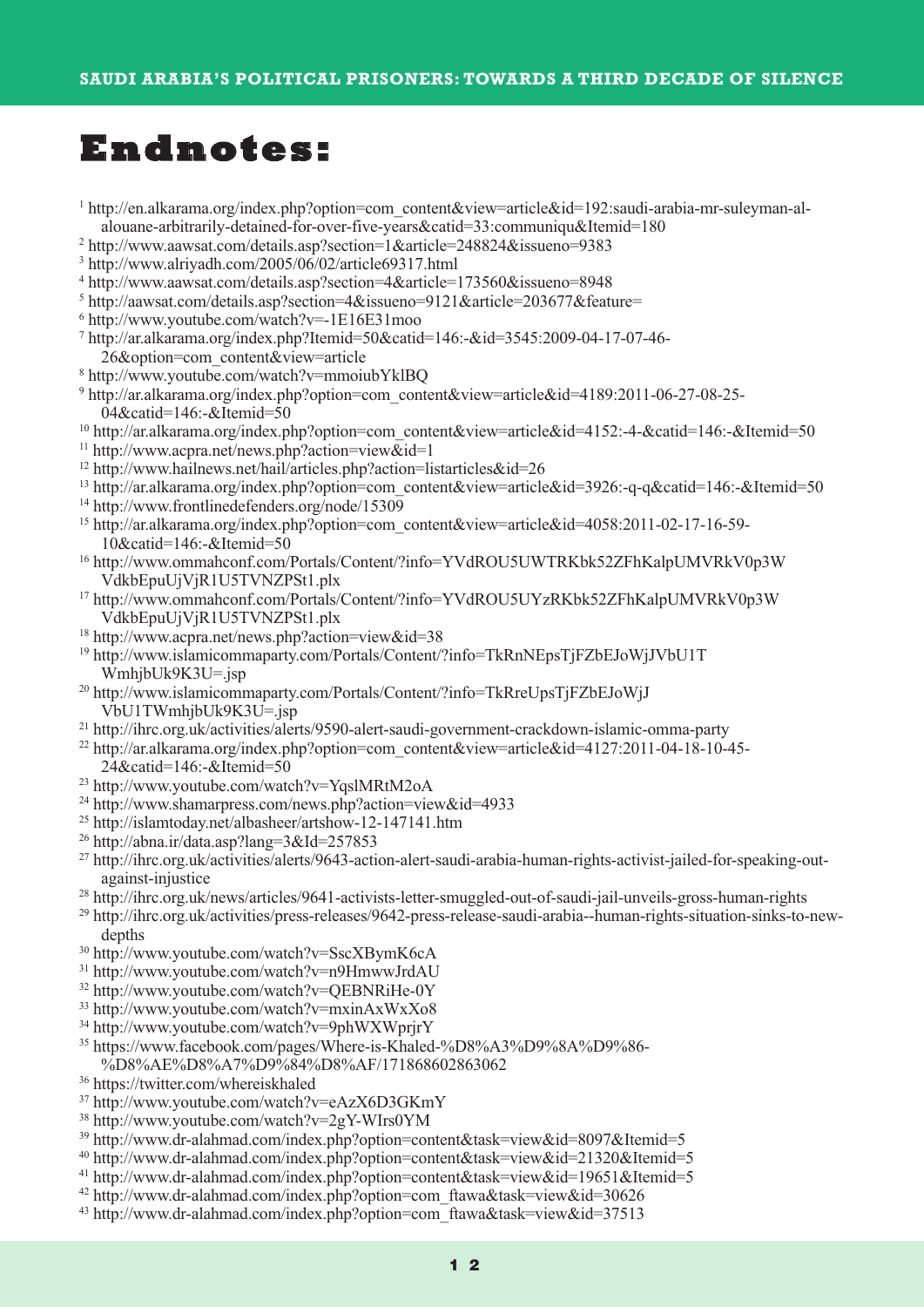# Endnotes:

[1] http://en.alkarama.org/index.php?option=com_content&view=article&id=192:saudi-arabia-mr-suleyman-al-alouane-arbitrarily-detained-for-over-five-years&catid=33:communiqu&Itemid=180

[2] http://www.aawsat.com/details.asp?section=1&article=248824&issueno=9383

[3] http://www.alriyadh.com/2005/06/02/article69317.html

[4] http://www.aawsat.com/details.asp?section=4&article=173560&issueno=8948

[5] http://aawsat.com/details.asp?section=4&issueno=9121&article=203677&feature=

[6] http://www.youtube.com/watch?v=-1E16E31moo

[7] http://ar.alkarama.org/index.php?Itemid=50&catid=146:-&id=3545:2009-04-17-07-46-26&option=com_content&view=article

[8] http://www.youtube.com/watch?v=mmoiubYklBQ

[9] http://ar.alkarama.org/index.php?option=com_content&view=article&id=4189:2011-06-27-08-25-04&catid=146:-&Itemid=50

[10] http://ar.alkarama.org/index.php?option=com_content&view=article&id=4152:-4-&catid=146:-&Itemid=50

[11] http://www.acpra.net/news.php?action=view&id=1

[12] http://www.hailnews.net/hail/articles.php?action=listarticles&id=26

[13] http://ar.alkarama.org/index.php?option=com_content&view=article&id=3926:-q-q&catid=146:-&Itemid=50

[14] http://www.frontlinedefenders.org/node/15309

[15] http://ar.alkarama.org/index.php?option=com_content&view=article&id=4058:2011-02-17-16-59-10&catid=146:-&Itemid=50

[16] http://www.ommahconf.com/Portals/Content/?info=YVdROU5UWTRKbk52ZFhKalpUMVRkV0p3WVdkbEpuUjVjR1U5TVNZPSt1.plx

[17] http://www.ommahconf.com/Portals/Content/?info=YVdROU5UYzRKbk52ZFhKalpUMVRkV0p3WVdkbEpuUjVjR1U5TVNZPSt1.plx

[18] http://www.acpra.net/news.php?action=view&id=38

[19] http://www.islamicommaparty.com/Portals/Content/?info=TkRnNEpsTjFZbEJoWjJVbU1TWmhjbUk9K3U=.jsp

[20] http://www.islamicommaparty.com/Portals/Content/?info=TkRreUpsTjFZbEJoWjJVbU1TWmhjbUk9K3U=.jsp

[21] http://ihrc.org.uk/activities/alerts/9590-alert-saudi-government-crackdown-islamic-omma-party

[22] http://ar.alkarama.org/index.php?option=com_content&view=article&id=4127:2011-04-18-10-45-24&catid=146:-&Itemid=50

[23] http://www.youtube.com/watch?v=YqslMRtM2oA

[24] http://www.shamarpress.com/news.php?action=view&id=4933

[25] http://islamtoday.net/albasheer/artshow-12-147141.htm

[26] http://abna.ir/data.asp?lang=3&Id=257853

[27] http://ihrc.org.uk/activities/alerts/9643-action-alert-saudi-arabia-human-rights-activist-jailed-for-speaking-out-against-injustice

[28] http://ihrc.org.uk/news/articles/9641-activists-letter-smuggled-out-of-saudi-jail-unveils-gross-human-rights

[29] http://ihrc.org.uk/activities/press-releases/9642-press-release-saudi-arabia--human-rights-situation-sinks-to-new-depths

[30] http://www.youtube.com/watch?v=SscXBymK6cA

[31] http://www.youtube.com/watch?v=n9HmwwJrdAU

[32] http://www.youtube.com/watch?v=QEBNRiHe-0Y

[33] http://www.youtube.com/watch?v=mxinAxWxXo8

[34] http://www.youtube.com/watch?v=9phWXWprjrY

[35] https://www.facebook.com/pages/Where-is-Khaled-%D8%A3%D9%8A%D9%86-%D8%AE%D8%A7%D9%84%D8%AF/171868602863062

[36] https://twitter.com/whereiskhaled

[37] http://www.youtube.com/watch?v=eAzX6D3GKmY

[38] http://www.youtube.com/watch?v=2gY-WIrs0YM

[39] http://www.dr-alahmad.com/index.php?option=content&task=view&id=8097&Itemid=5

[40] http://www.dr-alahmad.com/index.php?option=content&task=view&id=21320&Itemid=5

[41] http://www.dr-alahmad.com/index.php?option=content&task=view&id=19651&Itemid=5

[42] http://www.dr-alahmad.com/index.php?option=com_ftawa&task=view&id=30626

[43] http://www.dr-alahmad.com/index.php?option=com_ftawa&task=view&id=37513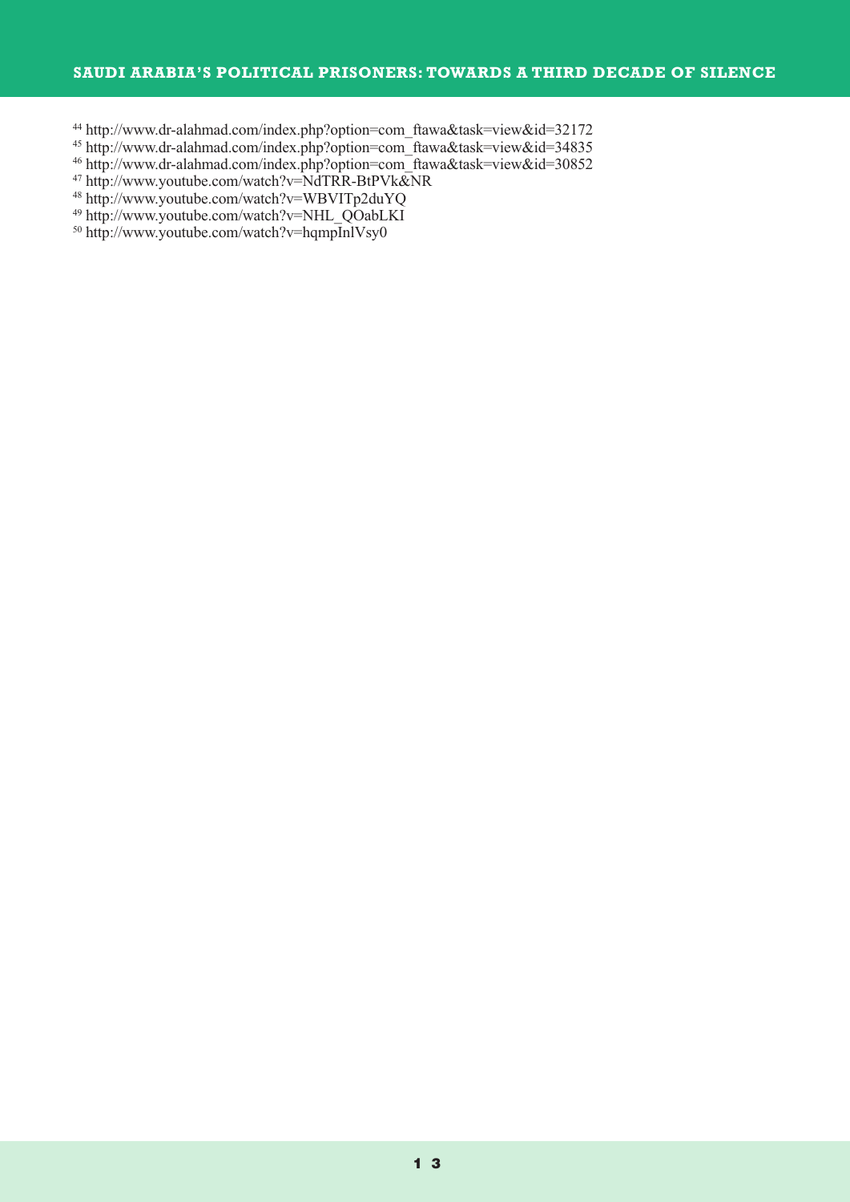[44] http://www.dr-alahmad.com/index.php?option=com_ftawa&task=view&id=32172
[45] http://www.dr-alahmad.com/index.php?option=com_ftawa&task=view&id=34835
[46] http://www.dr-alahmad.com/index.php?option=com_ftawa&task=view&id=30852
[47] http://www.youtube.com/watch?v=NdTRR-BtPVk&NR
[48] http://www.youtube.com/watch?v=WBVITp2duYQ
[49] http://www.youtube.com/watch?v=NHL_QOabLKI
[50] http://www.youtube.com/watch?v=hqmpInlVsy0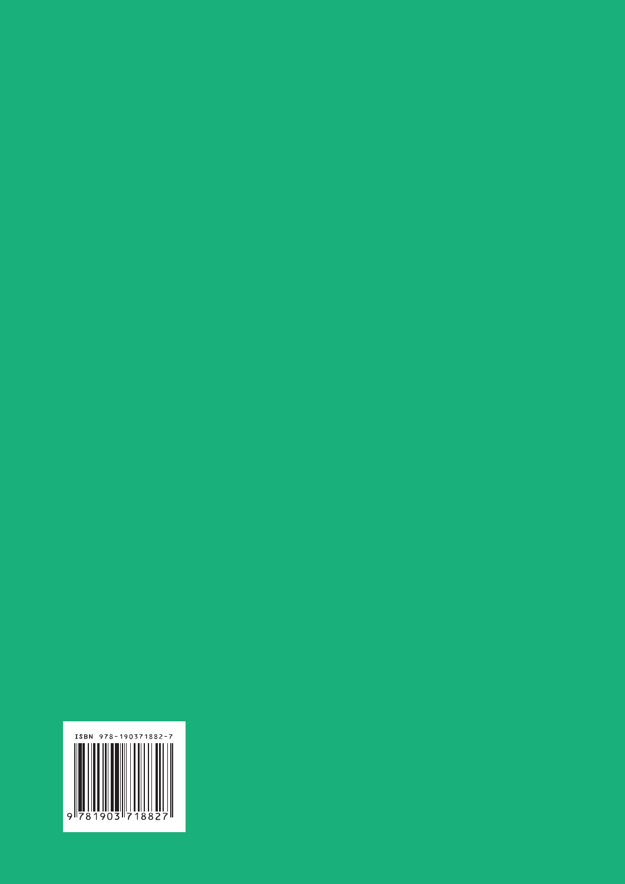ISBN 978-190371882-7

9 781903 718827